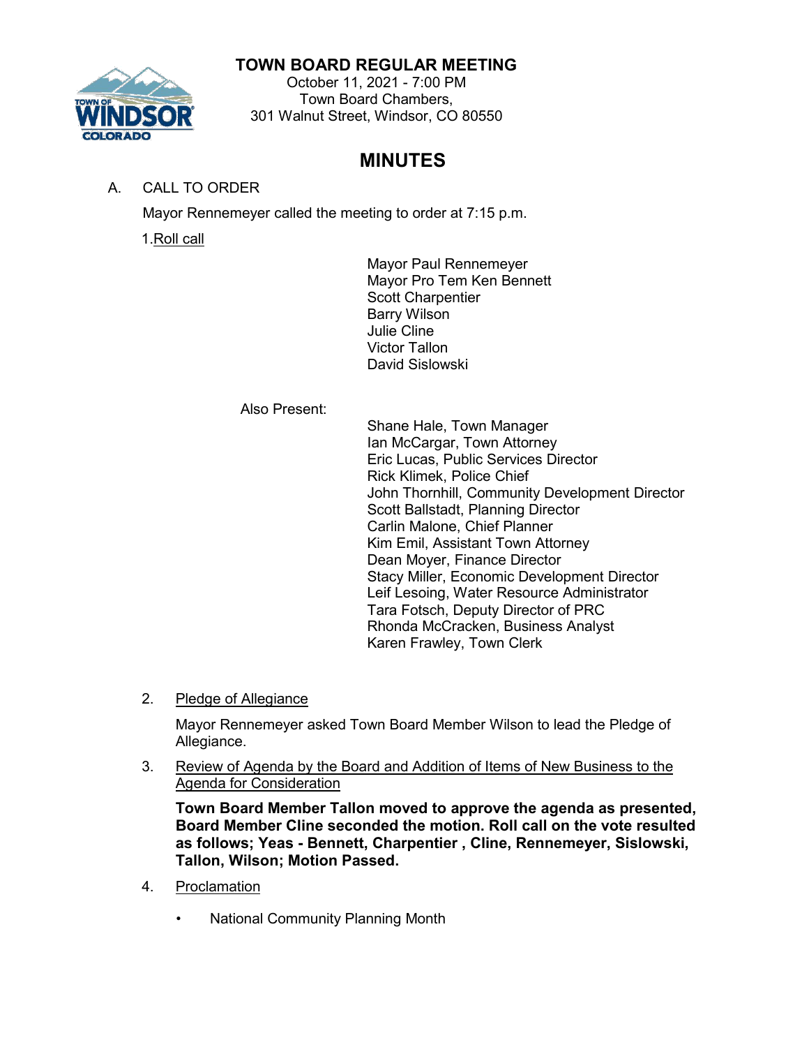# TOWN BOARD REGULAR MEETING

October 11, 2021 - 7:00 PM
Town Board Chambers,
301 Walnut Street, Windsor, CO 80550

## MINUTES

A. CALL TO ORDER

Mayor Rennemeyer called the meeting to order at 7:15 p.m.

1. Roll call

Mayor Paul Rennemeyer
Mayor Pro Tem Ken Bennett
Scott Charpentier
Barry Wilson
Julie Cline
Victor Tallon
David Sislowski

Also Present:

Shane Hale, Town Manager
Ian McCargar, Town Attorney
Eric Lucas, Public Services Director
Rick Klimek, Police Chief
John Thornhill, Community Development Director
Scott Ballstadt, Planning Director
Carlin Malone, Chief Planner
Kim Emil, Assistant Town Attorney
Dean Moyer, Finance Director
Stacy Miller, Economic Development Director
Leif Lesoing, Water Resource Administrator
Tara Fotsch, Deputy Director of PRC
Rhonda McCracken, Business Analyst
Karen Frawley, Town Clerk

2. Pledge of Allegiance

Mayor Rennemeyer asked Town Board Member Wilson to lead the Pledge of Allegiance.

3. Review of Agenda by the Board and Addition of Items of New Business to the Agenda for Consideration

**Town Board Member Tallon moved to approve the agenda as presented, Board Member Cline seconded the motion. Roll call on the vote resulted as follows; Yeas - Bennett, Charpentier , Cline, Rennemeyer, Sislowski, Tallon, Wilson; Motion Passed.**

4. Proclamation

- National Community Planning Month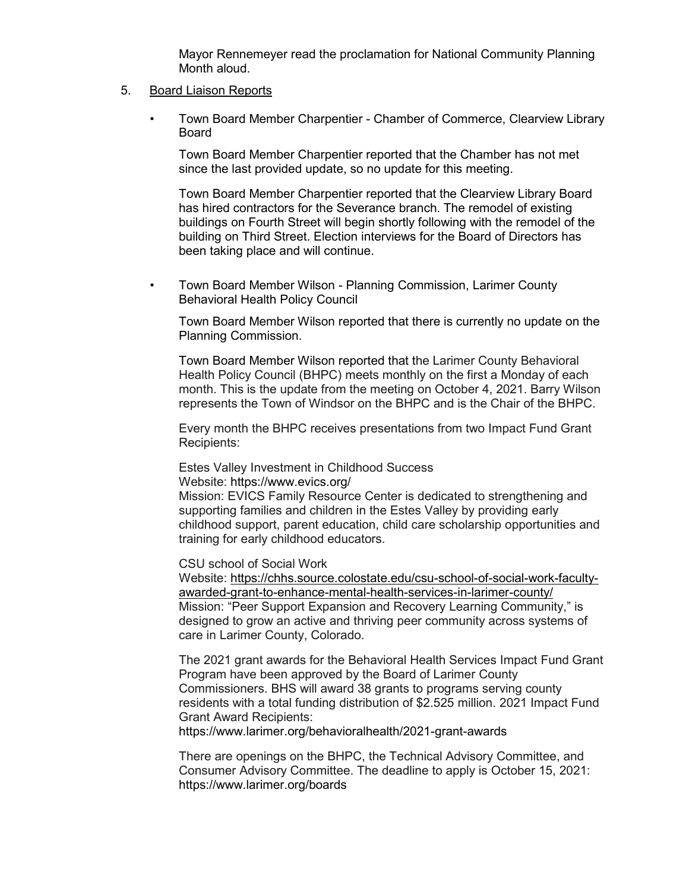Mayor Rennemeyer read the proclamation for National Community Planning Month aloud.

5. Board Liaison Reports

- Town Board Member Charpentier - Chamber of Commerce, Clearview Library Board

  Town Board Member Charpentier reported that the Chamber has not met since the last provided update, so no update for this meeting.

  Town Board Member Charpentier reported that the Clearview Library Board has hired contractors for the Severance branch. The remodel of existing buildings on Fourth Street will begin shortly following with the remodel of the building on Third Street. Election interviews for the Board of Directors has been taking place and will continue.

- Town Board Member Wilson - Planning Commission, Larimer County Behavioral Health Policy Council

  Town Board Member Wilson reported that there is currently no update on the Planning Commission.

  Town Board Member Wilson reported that the Larimer County Behavioral Health Policy Council (BHPC) meets monthly on the first a Monday of each month. This is the update from the meeting on October 4, 2021. Barry Wilson represents the Town of Windsor on the BHPC and is the Chair of the BHPC.

  Every month the BHPC receives presentations from two Impact Fund Grant Recipients:

  Estes Valley Investment in Childhood Success
  Website: https://www.evics.org/
  Mission: EVICS Family Resource Center is dedicated to strengthening and supporting families and children in the Estes Valley by providing early childhood support, parent education, child care scholarship opportunities and training for early childhood educators.

  CSU school of Social Work
  Website: https://chhs.source.colostate.edu/csu-school-of-social-work-faculty-awarded-grant-to-enhance-mental-health-services-in-larimer-county/
  Mission: "Peer Support Expansion and Recovery Learning Community," is designed to grow an active and thriving peer community across systems of care in Larimer County, Colorado.

  The 2021 grant awards for the Behavioral Health Services Impact Fund Grant Program have been approved by the Board of Larimer County Commissioners. BHS will award 38 grants to programs serving county residents with a total funding distribution of $2.525 million. 2021 Impact Fund Grant Award Recipients:
  https://www.larimer.org/behavioralhealth/2021-grant-awards

  There are openings on the BHPC, the Technical Advisory Committee, and Consumer Advisory Committee. The deadline to apply is October 15, 2021:
  https://www.larimer.org/boards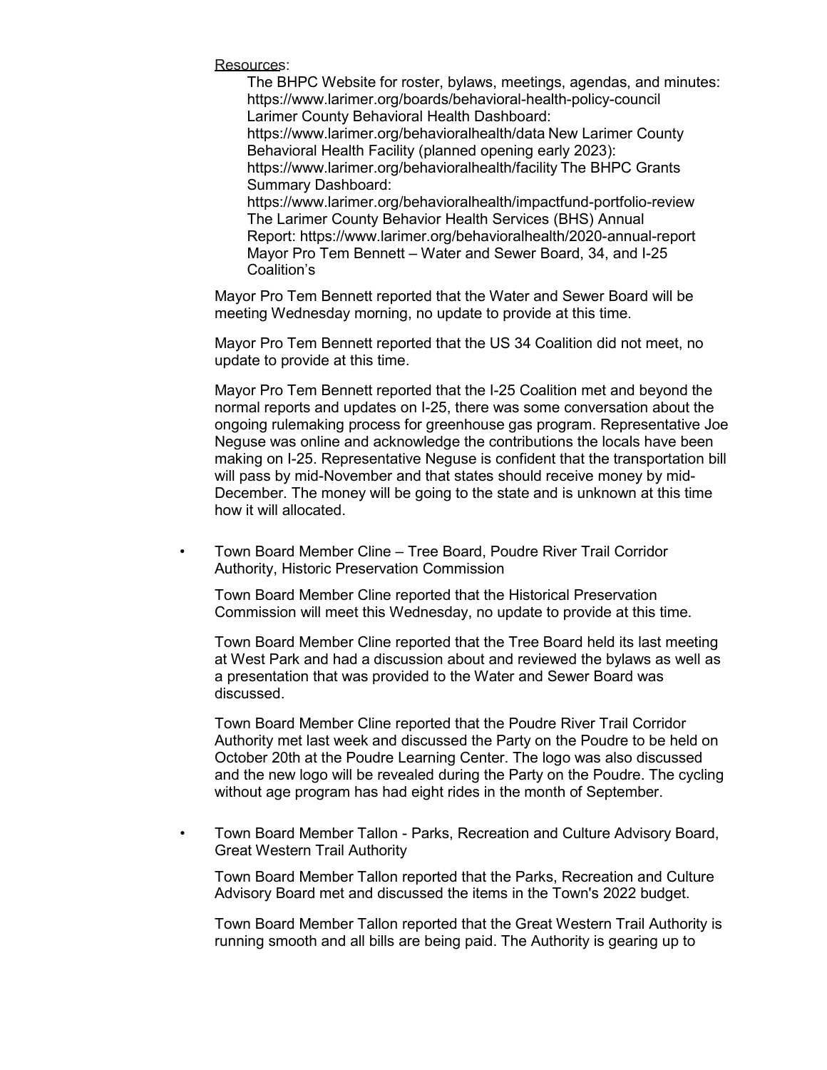Resources:

The BHPC Website for roster, bylaws, meetings, agendas, and minutes: https://www.larimer.org/boards/behavioral-health-policy-council
Larimer County Behavioral Health Dashboard: https://www.larimer.org/behavioralhealth/data New Larimer County Behavioral Health Facility (planned opening early 2023): https://www.larimer.org/behavioralhealth/facility The BHPC Grants Summary Dashboard: https://www.larimer.org/behavioralhealth/impactfund-portfolio-review The Larimer County Behavior Health Services (BHS) Annual Report: https://www.larimer.org/behavioralhealth/2020-annual-report
Mayor Pro Tem Bennett – Water and Sewer Board, 34, and I-25 Coalition's

Mayor Pro Tem Bennett reported that the Water and Sewer Board will be meeting Wednesday morning, no update to provide at this time.

Mayor Pro Tem Bennett reported that the US 34 Coalition did not meet, no update to provide at this time.

Mayor Pro Tem Bennett reported that the I-25 Coalition met and beyond the normal reports and updates on I-25, there was some conversation about the ongoing rulemaking process for greenhouse gas program. Representative Joe Neguse was online and acknowledge the contributions the locals have been making on I-25. Representative Neguse is confident that the transportation bill will pass by mid-November and that states should receive money by mid-December. The money will be going to the state and is unknown at this time how it will allocated.

- Town Board Member Cline – Tree Board, Poudre River Trail Corridor Authority, Historic Preservation Commission

  Town Board Member Cline reported that the Historical Preservation Commission will meet this Wednesday, no update to provide at this time.

  Town Board Member Cline reported that the Tree Board held its last meeting at West Park and had a discussion about and reviewed the bylaws as well as a presentation that was provided to the Water and Sewer Board was discussed.

  Town Board Member Cline reported that the Poudre River Trail Corridor Authority met last week and discussed the Party on the Poudre to be held on October 20th at the Poudre Learning Center. The logo was also discussed and the new logo will be revealed during the Party on the Poudre. The cycling without age program has had eight rides in the month of September.

- Town Board Member Tallon - Parks, Recreation and Culture Advisory Board, Great Western Trail Authority

  Town Board Member Tallon reported that the Parks, Recreation and Culture Advisory Board met and discussed the items in the Town's 2022 budget.

  Town Board Member Tallon reported that the Great Western Trail Authority is running smooth and all bills are being paid. The Authority is gearing up to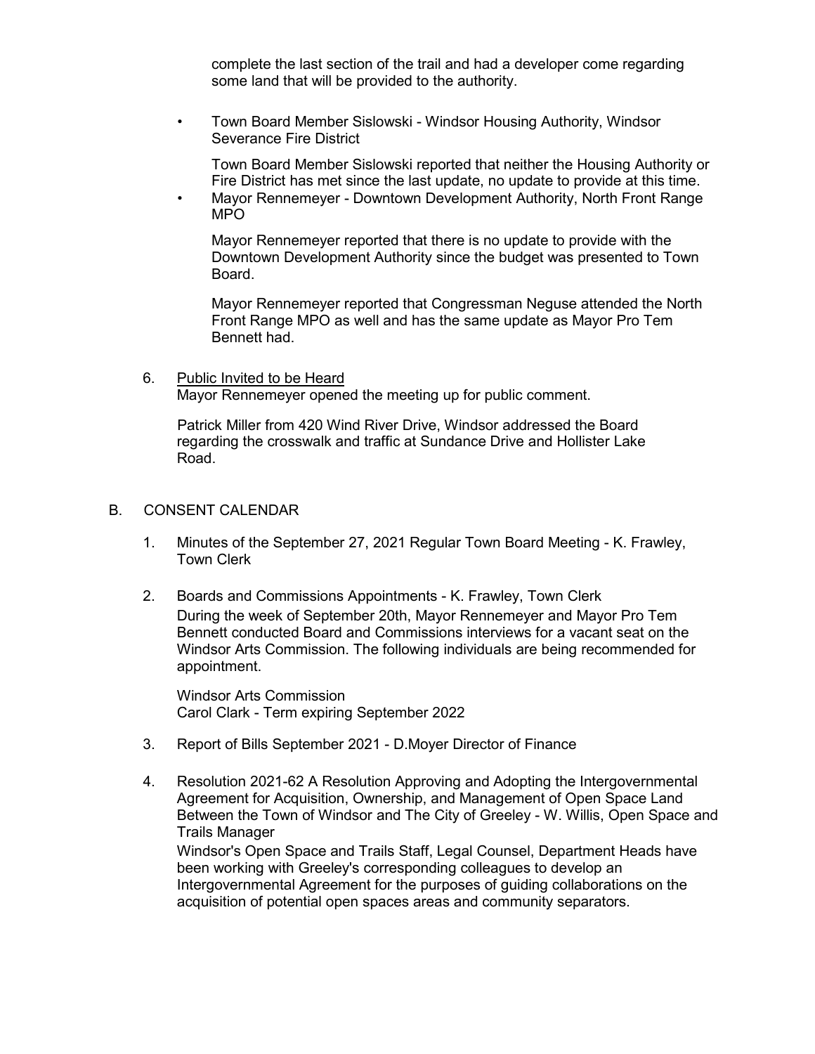complete the last section of the trail and had a developer come regarding some land that will be provided to the authority.

- Town Board Member Sislowski - Windsor Housing Authority, Windsor Severance Fire District

  Town Board Member Sislowski reported that neither the Housing Authority or Fire District has met since the last update, no update to provide at this time.

- Mayor Rennemeyer - Downtown Development Authority, North Front Range MPO

  Mayor Rennemeyer reported that there is no update to provide with the Downtown Development Authority since the budget was presented to Town Board.

  Mayor Rennemeyer reported that Congressman Neguse attended the North Front Range MPO as well and has the same update as Mayor Pro Tem Bennett had.

6. Public Invited to be Heard

   Mayor Rennemeyer opened the meeting up for public comment.

   Patrick Miller from 420 Wind River Drive, Windsor addressed the Board regarding the crosswalk and traffic at Sundance Drive and Hollister Lake Road.

B. CONSENT CALENDAR

1. Minutes of the September 27, 2021 Regular Town Board Meeting - K. Frawley, Town Clerk

2. Boards and Commissions Appointments - K. Frawley, Town Clerk

   During the week of September 20th, Mayor Rennemeyer and Mayor Pro Tem Bennett conducted Board and Commissions interviews for a vacant seat on the Windsor Arts Commission. The following individuals are being recommended for appointment.

   Windsor Arts Commission
   Carol Clark - Term expiring September 2022

3. Report of Bills September 2021 - D.Moyer Director of Finance

4. Resolution 2021-62 A Resolution Approving and Adopting the Intergovernmental Agreement for Acquisition, Ownership, and Management of Open Space Land Between the Town of Windsor and The City of Greeley - W. Willis, Open Space and Trails Manager

   Windsor's Open Space and Trails Staff, Legal Counsel, Department Heads have been working with Greeley's corresponding colleagues to develop an Intergovernmental Agreement for the purposes of guiding collaborations on the acquisition of potential open spaces areas and community separators.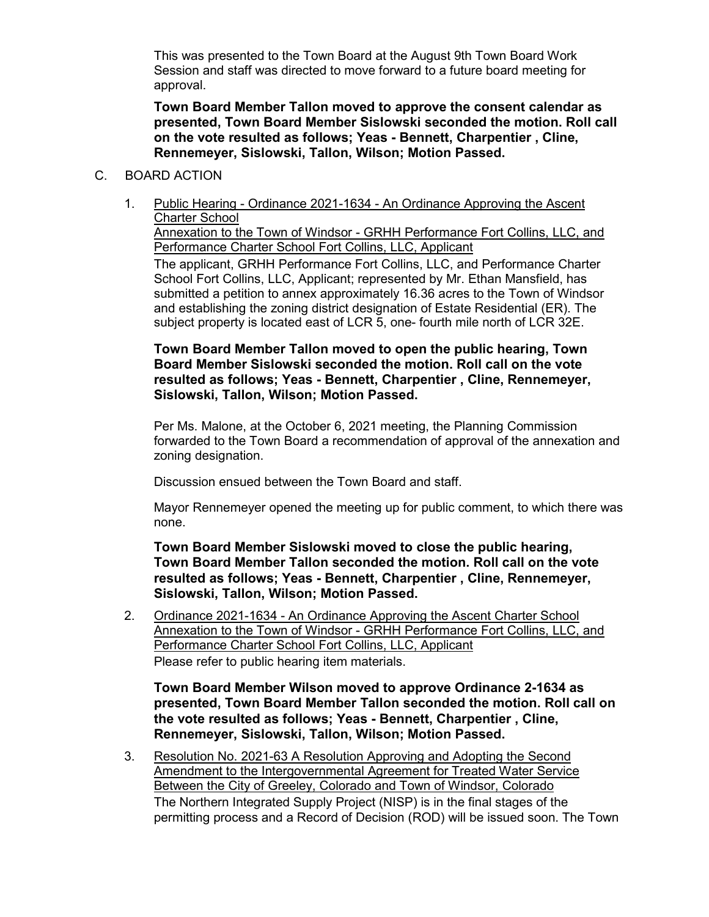This was presented to the Town Board at the August 9th Town Board Work Session and staff was directed to move forward to a future board meeting for approval.

**Town Board Member Tallon moved to approve the consent calendar as presented, Town Board Member Sislowski seconded the motion. Roll call on the vote resulted as follows; Yeas - Bennett, Charpentier , Cline, Rennemeyer, Sislowski, Tallon, Wilson; Motion Passed.**

C. BOARD ACTION

1. Public Hearing - Ordinance 2021-1634 - An Ordinance Approving the Ascent Charter School Annexation to the Town of Windsor - GRHH Performance Fort Collins, LLC, and Performance Charter School Fort Collins, LLC, Applicant

   The applicant, GRHH Performance Fort Collins, LLC, and Performance Charter School Fort Collins, LLC, Applicant; represented by Mr. Ethan Mansfield, has submitted a petition to annex approximately 16.36 acres to the Town of Windsor and establishing the zoning district designation of Estate Residential (ER). The subject property is located east of LCR 5, one- fourth mile north of LCR 32E.

   **Town Board Member Tallon moved to open the public hearing, Town Board Member Sislowski seconded the motion. Roll call on the vote resulted as follows; Yeas - Bennett, Charpentier , Cline, Rennemeyer, Sislowski, Tallon, Wilson; Motion Passed.**

   Per Ms. Malone, at the October 6, 2021 meeting, the Planning Commission forwarded to the Town Board a recommendation of approval of the annexation and zoning designation.

   Discussion ensued between the Town Board and staff.

   Mayor Rennemeyer opened the meeting up for public comment, to which there was none.

   **Town Board Member Sislowski moved to close the public hearing, Town Board Member Tallon seconded the motion. Roll call on the vote resulted as follows; Yeas - Bennett, Charpentier , Cline, Rennemeyer, Sislowski, Tallon, Wilson; Motion Passed.**

2. Ordinance 2021-1634 - An Ordinance Approving the Ascent Charter School Annexation to the Town of Windsor - GRHH Performance Fort Collins, LLC, and Performance Charter School Fort Collins, LLC, Applicant

   Please refer to public hearing item materials.

   **Town Board Member Wilson moved to approve Ordinance 2-1634 as presented, Town Board Member Tallon seconded the motion. Roll call on the vote resulted as follows; Yeas - Bennett, Charpentier , Cline, Rennemeyer, Sislowski, Tallon, Wilson; Motion Passed.**

3. Resolution No. 2021-63 A Resolution Approving and Adopting the Second Amendment to the Intergovernmental Agreement for Treated Water Service Between the City of Greeley, Colorado and Town of Windsor, Colorado

   The Northern Integrated Supply Project (NISP) is in the final stages of the permitting process and a Record of Decision (ROD) will be issued soon. The Town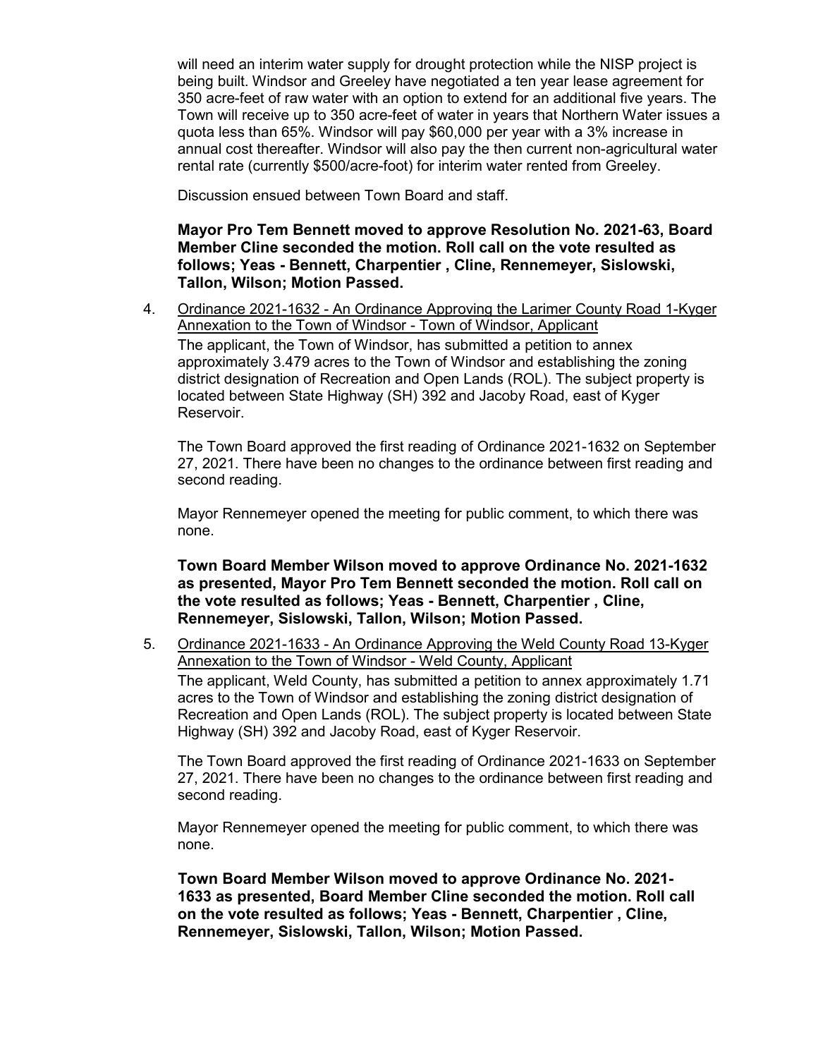will need an interim water supply for drought protection while the NISP project is being built. Windsor and Greeley have negotiated a ten year lease agreement for 350 acre-feet of raw water with an option to extend for an additional five years. The Town will receive up to 350 acre-feet of water in years that Northern Water issues a quota less than 65%. Windsor will pay $60,000 per year with a 3% increase in annual cost thereafter. Windsor will also pay the then current non-agricultural water rental rate (currently $500/acre-foot) for interim water rented from Greeley.

Discussion ensued between Town Board and staff.

**Mayor Pro Tem Bennett moved to approve Resolution No. 2021-63, Board Member Cline seconded the motion. Roll call on the vote resulted as follows; Yeas - Bennett, Charpentier , Cline, Rennemeyer, Sislowski, Tallon, Wilson; Motion Passed.**

4. Ordinance 2021-1632 - An Ordinance Approving the Larimer County Road 1-Kyger Annexation to the Town of Windsor - Town of Windsor, Applicant

   The applicant, the Town of Windsor, has submitted a petition to annex approximately 3.479 acres to the Town of Windsor and establishing the zoning district designation of Recreation and Open Lands (ROL). The subject property is located between State Highway (SH) 392 and Jacoby Road, east of Kyger Reservoir.

   The Town Board approved the first reading of Ordinance 2021-1632 on September 27, 2021. There have been no changes to the ordinance between first reading and second reading.

   Mayor Rennemeyer opened the meeting for public comment, to which there was none.

   **Town Board Member Wilson moved to approve Ordinance No. 2021-1632 as presented, Mayor Pro Tem Bennett seconded the motion. Roll call on the vote resulted as follows; Yeas - Bennett, Charpentier , Cline, Rennemeyer, Sislowski, Tallon, Wilson; Motion Passed.**

5. Ordinance 2021-1633 - An Ordinance Approving the Weld County Road 13-Kyger Annexation to the Town of Windsor - Weld County, Applicant

   The applicant, Weld County, has submitted a petition to annex approximately 1.71 acres to the Town of Windsor and establishing the zoning district designation of Recreation and Open Lands (ROL). The subject property is located between State Highway (SH) 392 and Jacoby Road, east of Kyger Reservoir.

   The Town Board approved the first reading of Ordinance 2021-1633 on September 27, 2021. There have been no changes to the ordinance between first reading and second reading.

   Mayor Rennemeyer opened the meeting for public comment, to which there was none.

   **Town Board Member Wilson moved to approve Ordinance No. 2021-1633 as presented, Board Member Cline seconded the motion. Roll call on the vote resulted as follows; Yeas - Bennett, Charpentier , Cline, Rennemeyer, Sislowski, Tallon, Wilson; Motion Passed.**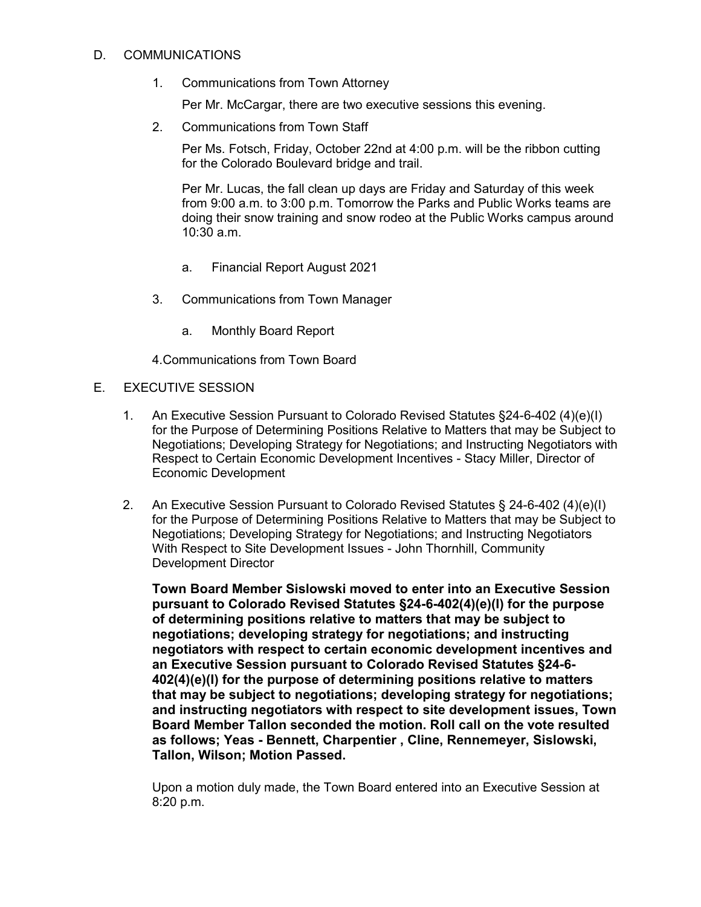D. COMMUNICATIONS

1. Communications from Town Attorney

   Per Mr. McCargar, there are two executive sessions this evening.

2. Communications from Town Staff

   Per Ms. Fotsch, Friday, October 22nd at 4:00 p.m. will be the ribbon cutting for the Colorado Boulevard bridge and trail.

   Per Mr. Lucas, the fall clean up days are Friday and Saturday of this week from 9:00 a.m. to 3:00 p.m. Tomorrow the Parks and Public Works teams are doing their snow training and snow rodeo at the Public Works campus around 10:30 a.m.

   a. Financial Report August 2021

3. Communications from Town Manager

   a. Monthly Board Report

4. Communications from Town Board

E. EXECUTIVE SESSION

1. An Executive Session Pursuant to Colorado Revised Statutes §24-6-402 (4)(e)(I) for the Purpose of Determining Positions Relative to Matters that may be Subject to Negotiations; Developing Strategy for Negotiations; and Instructing Negotiators with Respect to Certain Economic Development Incentives - Stacy Miller, Director of Economic Development

2. An Executive Session Pursuant to Colorado Revised Statutes § 24-6-402 (4)(e)(I) for the Purpose of Determining Positions Relative to Matters that may be Subject to Negotiations; Developing Strategy for Negotiations; and Instructing Negotiators With Respect to Site Development Issues - John Thornhill, Community Development Director

   **Town Board Member Sislowski moved to enter into an Executive Session pursuant to Colorado Revised Statutes §24-6-402(4)(e)(I) for the purpose of determining positions relative to matters that may be subject to negotiations; developing strategy for negotiations; and instructing negotiators with respect to certain economic development incentives and an Executive Session pursuant to Colorado Revised Statutes §24-6-402(4)(e)(I) for the purpose of determining positions relative to matters that may be subject to negotiations; developing strategy for negotiations; and instructing negotiators with respect to site development issues, Town Board Member Tallon seconded the motion. Roll call on the vote resulted as follows; Yeas - Bennett, Charpentier , Cline, Rennemeyer, Sislowski, Tallon, Wilson; Motion Passed.**

   Upon a motion duly made, the Town Board entered into an Executive Session at 8:20 p.m.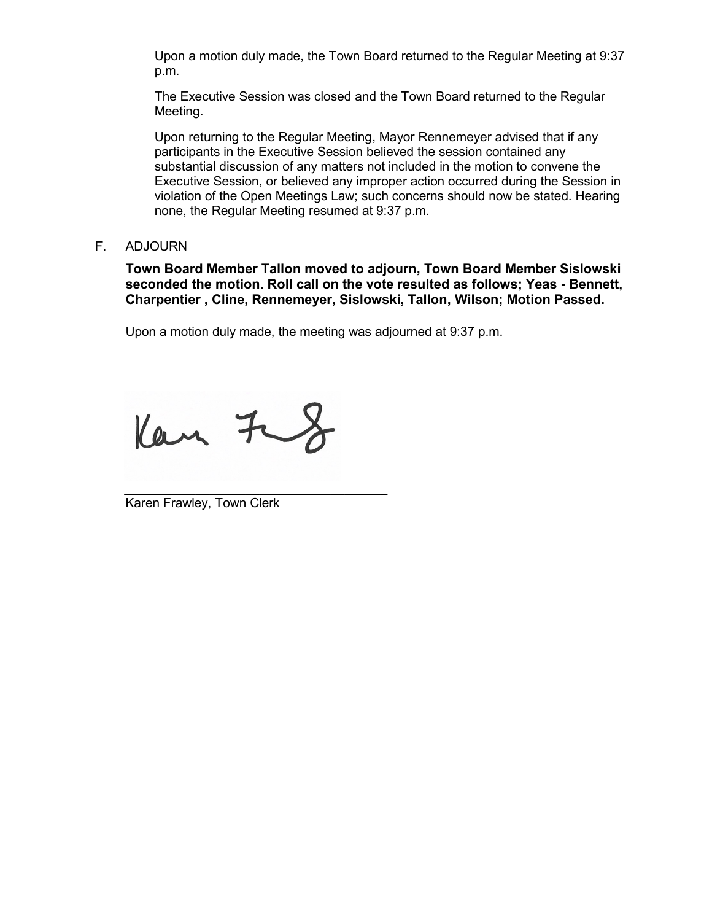Upon a motion duly made, the Town Board returned to the Regular Meeting at 9:37 p.m.

The Executive Session was closed and the Town Board returned to the Regular Meeting.

Upon returning to the Regular Meeting, Mayor Rennemeyer advised that if any participants in the Executive Session believed the session contained any substantial discussion of any matters not included in the motion to convene the Executive Session, or believed any improper action occurred during the Session in violation of the Open Meetings Law; such concerns should now be stated. Hearing none, the Regular Meeting resumed at 9:37 p.m.

F. ADJOURN

**Town Board Member Tallon moved to adjourn, Town Board Member Sislowski seconded the motion. Roll call on the vote resulted as follows; Yeas - Bennett, Charpentier , Cline, Rennemeyer, Sislowski, Tallon, Wilson; Motion Passed.**

Upon a motion duly made, the meeting was adjourned at 9:37 p.m.

Karen Frawley, Town Clerk